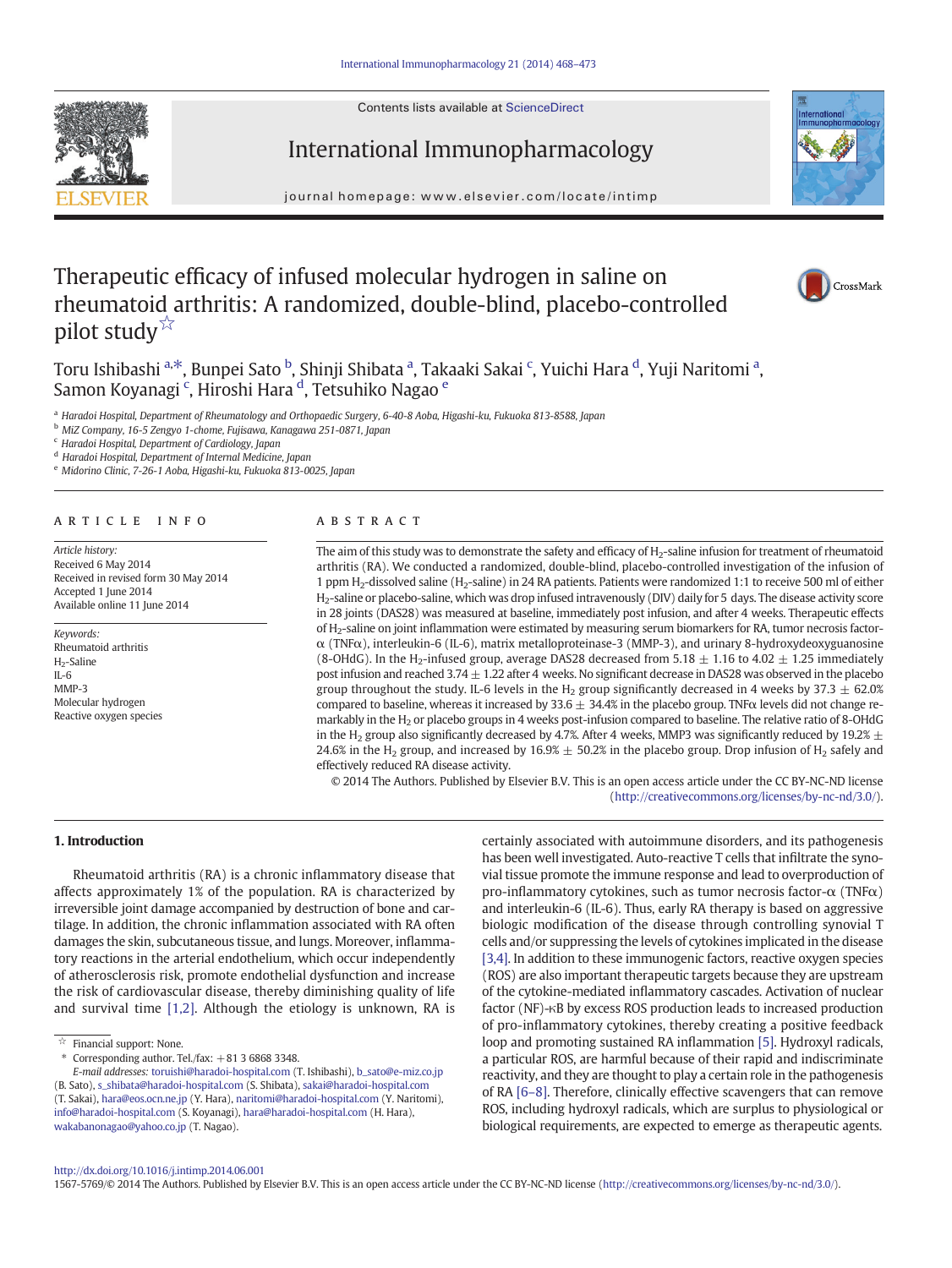# Therapeutic efficacy of infused molecular hydrogen in saline on rheumatoid arthritis: A randomized, double-blind, placebo-controlled pilot study☆

Toru Ishibashi [a,*], Bunpei Sato [b], Shinji Shibata [a], Takaaki Sakai [c], Yuichi Hara [d], Yuji Naritomi [a], Samon Koyanagi [c], Hiroshi Hara [d], Tetsuhiko Nagao [e]

[a] Haradoi Hospital, Department of Rheumatology and Orthopaedic Surgery, 6-40-8 Aoba, Higashi-ku, Fukuoka 813-8588, Japan
[b] MiZ Company, 16-5 Zengyo 1-chome, Fujisawa, Kanagawa 251-0871, Japan
[c] Haradoi Hospital, Department of Cardiology, Japan
[d] Haradoi Hospital, Department of Internal Medicine, Japan
[e] Midorino Clinic, 7-26-1 Aoba, Higashi-ku, Fukuoka 813-0025, Japan

## ARTICLE INFO

*Article history:*
Received 6 May 2014
Received in revised form 30 May 2014
Accepted 1 June 2014
Available online 11 June 2014

*Keywords:*
Rheumatoid arthritis
$H_2$-Saline
IL-6
MMP-3
Molecular hydrogen
Reactive oxygen species

## ABSTRACT

The aim of this study was to demonstrate the safety and efficacy of $H_2$-saline infusion for treatment of rheumatoid arthritis (RA). We conducted a randomized, double-blind, placebo-controlled investigation of the infusion of 1 ppm $H_2$-dissolved saline ($H_2$-saline) in 24 RA patients. Patients were randomized 1:1 to receive 500 ml of either $H_2$-saline or placebo-saline, which was drop infused intravenously (DIV) daily for 5 days. The disease activity score in 28 joints (DAS28) was measured at baseline, immediately post infusion, and after 4 weeks. Therapeutic effects of $H_2$-saline on joint inflammation were estimated by measuring serum biomarkers for RA, tumor necrosis factor-α (TNFα), interleukin-6 (IL-6), matrix metalloproteinase-3 (MMP-3), and urinary 8-hydroxydeoxyguanosine (8-OHdG). In the $H_2$-infused group, average DAS28 decreased from 5.18 ± 1.16 to 4.02 ± 1.25 immediately post infusion and reached 3.74 ± 1.22 after 4 weeks. No significant decrease in DAS28 was observed in the placebo group throughout the study. IL-6 levels in the $H_2$ group significantly decreased in 4 weeks by 37.3 ± 62.0% compared to baseline, whereas it increased by 33.6 ± 34.4% in the placebo group. TNFα levels did not change remarkably in the $H_2$ or placebo groups in 4 weeks post-infusion compared to baseline. The relative ratio of 8-OHdG in the $H_2$ group also significantly decreased by 4.7%. After 4 weeks, MMP3 was significantly reduced by 19.2% ± 24.6% in the $H_2$ group, and increased by 16.9% ± 50.2% in the placebo group. Drop infusion of $H_2$ safely and effectively reduced RA disease activity.

© 2014 The Authors. Published by Elsevier B.V. This is an open access article under the CC BY-NC-ND license (http://creativecommons.org/licenses/by-nc-nd/3.0/).

## 1. Introduction

Rheumatoid arthritis (RA) is a chronic inflammatory disease that affects approximately 1% of the population. RA is characterized by irreversible joint damage accompanied by destruction of bone and cartilage. In addition, the chronic inflammation associated with RA often damages the skin, subcutaneous tissue, and lungs. Moreover, inflammatory reactions in the arterial endothelium, which occur independently of atherosclerosis risk, promote endothelial dysfunction and increase the risk of cardiovascular disease, thereby diminishing quality of life and survival time [1,2]. Although the etiology is unknown, RA is certainly associated with autoimmune disorders, and its pathogenesis has been well investigated. Auto-reactive T cells that infiltrate the synovial tissue promote the immune response and lead to overproduction of pro-inflammatory cytokines, such as tumor necrosis factor-α (TNFα) and interleukin-6 (IL-6). Thus, early RA therapy is based on aggressive biologic modification of the disease through controlling synovial T cells and/or suppressing the levels of cytokines implicated in the disease [3,4]. In addition to these immunogenic factors, reactive oxygen species (ROS) are also important therapeutic targets because they are upstream of the cytokine-mediated inflammatory cascades. Activation of nuclear factor (NF)-κB by excess ROS production leads to increased production of pro-inflammatory cytokines, thereby creating a positive feedback loop and promoting sustained RA inflammation [5]. Hydroxyl radicals, a particular ROS, are harmful because of their rapid and indiscriminate reactivity, and they are thought to play a certain role in the pathogenesis of RA [6–8]. Therefore, clinically effective scavengers that can remove ROS, including hydroxyl radicals, which are surplus to physiological or biological requirements, are expected to emerge as therapeutic agents.

☆ Financial support: None.
\* Corresponding author. Tel./fax: +81 3 6868 3348.
*E-mail addresses:* toruishi@haradoi-hospital.com (T. Ishibashi), b_sato@e-miz.co.jp (B. Sato), s_shibata@haradoi-hospital.com (S. Shibata), sakai@haradoi-hospital.com (T. Sakai), hara@eos.ocn.ne.jp (Y. Hara), naritomi@haradoi-hospital.com (Y. Naritomi), info@haradoi-hospital.com (S. Koyanagi), hara@haradoi-hospital.com (H. Hara), wakabanonagao@yahoo.co.jp (T. Nagao).

http://dx.doi.org/10.1016/j.intimp.2014.06.001
1567-5769/© 2014 The Authors. Published by Elsevier B.V. This is an open access article under the CC BY-NC-ND license (http://creativecommons.org/licenses/by-nc-nd/3.0/).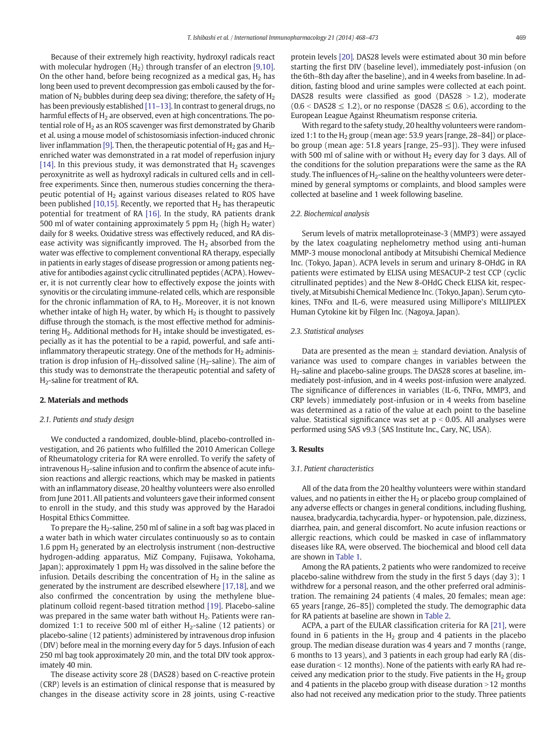Because of their extremely high reactivity, hydroxyl radicals react with molecular hydrogen ($H_2$) through transfer of an electron [9,10]. On the other hand, before being recognized as a medical gas, $H_2$ has long been used to prevent decompression gas emboli caused by the formation of $N_2$ bubbles during deep sea diving; therefore, the safety of $H_2$ has been previously established [11–13]. In contrast to general drugs, no harmful effects of $H_2$ are observed, even at high concentrations. The potential role of $H_2$ as an ROS scavenger was first demonstrated by Gharib et al. using a mouse model of schistosomiasis infection-induced chronic liver inflammation [9]. Then, the therapeutic potential of $H_2$ gas and $H_2$-enriched water was demonstrated in a rat model of reperfusion injury [14]. In this previous study, it was demonstrated that $H_2$ scavenges peroxynitrite as well as hydroxyl radicals in cultured cells and in cell-free experiments. Since then, numerous studies concerning the therapeutic potential of $H_2$ against various diseases related to ROS have been published [10,15]. Recently, we reported that $H_2$ has therapeutic potential for treatment of RA [16]. In the study, RA patients drank 500 ml of water containing approximately 5 ppm $H_2$ (high $H_2$ water) daily for 8 weeks. Oxidative stress was effectively reduced, and RA disease activity was significantly improved. The $H_2$ absorbed from the water was effective to complement conventional RA therapy, especially in patients in early stages of disease progression or among patients negative for antibodies against cyclic citrullinated peptides (ACPA). However, it is not currently clear how to effectively expose the joints with synovitis or the circulating immune-related cells, which are responsible for the chronic inflammation of RA, to $H_2$. Moreover, it is not known whether intake of high $H_2$ water, by which $H_2$ is thought to passively diffuse through the stomach, is the most effective method for administering $H_2$. Additional methods for $H_2$ intake should be investigated, especially as it has the potential to be a rapid, powerful, and safe anti-inflammatory therapeutic strategy. One of the methods for $H_2$ administration is drop infusion of $H_2$-dissolved saline ($H_2$-saline). The aim of this study was to demonstrate the therapeutic potential and safety of $H_2$-saline for treatment of RA.

## 2. Materials and methods

### 2.1. Patients and study design

We conducted a randomized, double-blind, placebo-controlled investigation, and 26 patients who fulfilled the 2010 American College of Rheumatology criteria for RA were enrolled. To verify the safety of intravenous $H_2$-saline infusion and to confirm the absence of acute infusion reactions and allergic reactions, which may be masked in patients with an inflammatory disease, 20 healthy volunteers were also enrolled from June 2011. All patients and volunteers gave their informed consent to enroll in the study, and this study was approved by the Haradoi Hospital Ethics Committee.

To prepare the $H_2$-saline, 250 ml of saline in a soft bag was placed in a water bath in which water circulates continuously so as to contain 1.6 ppm $H_2$ generated by an electrolysis instrument (non-destructive hydrogen-adding apparatus, MiZ Company, Fujisawa, Yokohama, Japan); approximately 1 ppm $H_2$ was dissolved in the saline before the infusion. Details describing the concentration of $H_2$ in the saline as generated by the instrument are described elsewhere [17,18], and we also confirmed the concentration by using the methylene blue-platinum colloid regent-based titration method [19]. Placebo-saline was prepared in the same water bath without $H_2$. Patients were randomized 1:1 to receive 500 ml of either $H_2$-saline (12 patients) or placebo-saline (12 patients) administered by intravenous drop infusion (DIV) before meal in the morning every day for 5 days. Infusion of each 250 ml bag took approximately 20 min, and the total DIV took approximately 40 min.

The disease activity score 28 (DAS28) based on C-reactive protein (CRP) levels is an estimation of clinical response that is measured by changes in the disease activity score in 28 joints, using C-reactive protein levels [20]. DAS28 levels were estimated about 30 min before starting the first DIV (baseline level), immediately post-infusion (on the 6th–8th day after the baseline), and in 4 weeks from baseline. In addition, fasting blood and urine samples were collected at each point. DAS28 results were classified as good (DAS28 > 1.2), moderate (0.6 < DAS28 ≤ 1.2), or no response (DAS28 ≤ 0.6), according to the European League Against Rheumatism response criteria.

With regard to the safety study, 20 healthy volunteers were randomized 1:1 to the $H_2$ group (mean age: 53.9 years [range, 28–84]) or placebo group (mean age: 51.8 years [range, 25–93]). They were infused with 500 ml of saline with or without $H_2$ every day for 3 days. All of the conditions for the solution preparations were the same as the RA study. The influences of $H_2$-saline on the healthy volunteers were determined by general symptoms or complaints, and blood samples were collected at baseline and 1 week following baseline.

### 2.2. Biochemical analysis

Serum levels of matrix metalloproteinase-3 (MMP3) were assayed by the latex coagulating nephelometry method using anti-human MMP-3 mouse monoclonal antibody at Mitsubishi Chemical Medience Inc. (Tokyo, Japan). ACPA levels in serum and urinary 8-OHdG in RA patients were estimated by ELISA using MESACUP-2 test CCP (cyclic citrullinated peptides) and the New 8-OHdG Check ELISA kit, respectively, at Mitsubishi Chemical Medience Inc. (Tokyo, Japan). Serum cytokines, TNFα and IL-6, were measured using Millipore's MILLIPLEX Human Cytokine kit by Filgen Inc. (Nagoya, Japan).

### 2.3. Statistical analyses

Data are presented as the mean ± standard deviation. Analysis of variance was used to compare changes in variables between the $H_2$-saline and placebo-saline groups. The DAS28 scores at baseline, immediately post-infusion, and in 4 weeks post-infusion were analyzed. The significance of differences in variables (IL-6, TNFα, MMP3, and CRP levels) immediately post-infusion or in 4 weeks from baseline was determined as a ratio of the value at each point to the baseline value. Statistical significance was set at $p < 0.05$. All analyses were performed using SAS v9.3 (SAS Institute Inc., Cary, NC, USA).

## 3. Results

### 3.1. Patient characteristics

All of the data from the 20 healthy volunteers were within standard values, and no patients in either the $H_2$ or placebo group complained of any adverse effects or changes in general conditions, including flushing, nausea, bradycardia, tachycardia, hyper- or hypotension, pale, dizziness, diarrhea, pain, and general discomfort. No acute infusion reactions or allergic reactions, which could be masked in case of inflammatory diseases like RA, were observed. The biochemical and blood cell data are shown in Table 1.

Among the RA patients, 2 patients who were randomized to receive placebo-saline withdrew from the study in the first 5 days (day 3); 1 withdrew for a personal reason, and the other preferred oral administration. The remaining 24 patients (4 males, 20 females; mean age: 65 years [range, 26–85]) completed the study. The demographic data for RA patients at baseline are shown in Table 2.

ACPA, a part of the EULAR classification criteria for RA [21], were found in 6 patients in the $H_2$ group and 4 patients in the placebo group. The median disease duration was 4 years and 7 months (range, 6 months to 13 years), and 3 patients in each group had early RA (disease duration < 12 months). None of the patients with early RA had received any medication prior to the study. Five patients in the $H_2$ group and 4 patients in the placebo group with disease duration >12 months also had not received any medication prior to the study. Three patients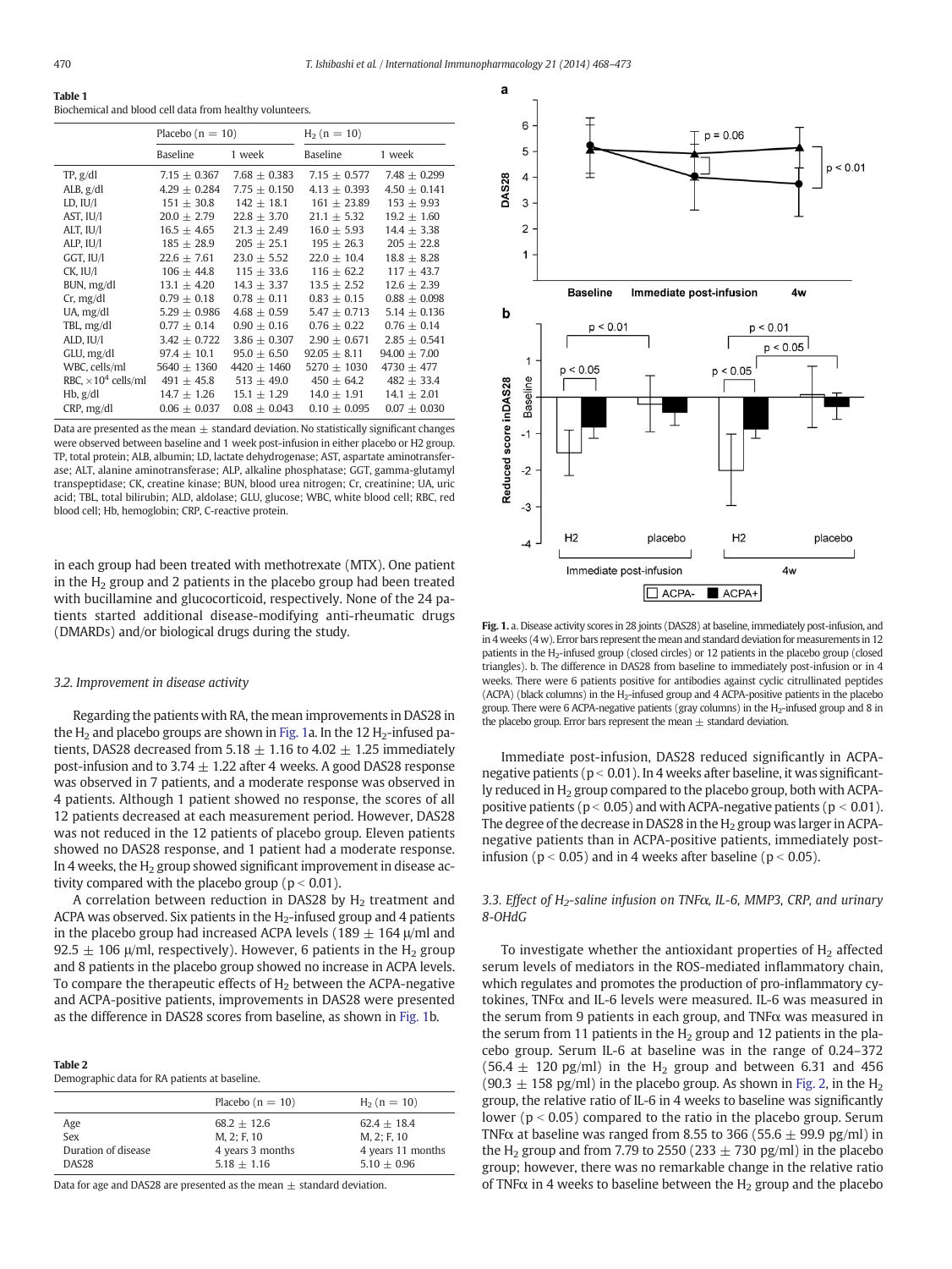**Table 1**
Biochemical and blood cell data from healthy volunteers.

| | Placebo (n = 10) | | $H_2$ (n = 10) | |
|---|---|---|---|---|
| | Baseline | 1 week | Baseline | 1 week |
| TP, g/dl | 7.15 ± 0.367 | 7.68 ± 0.383 | 7.15 ± 0.577 | 7.48 ± 0.299 |
| ALB, g/dl | 4.29 ± 0.284 | 7.75 ± 0.150 | 4.13 ± 0.393 | 4.50 ± 0.141 |
| LD, IU/l | 151 ± 30.8 | 142 ± 18.1 | 161 ± 23.89 | 153 ± 9.93 |
| AST, IU/l | 20.0 ± 2.79 | 22.8 ± 3.70 | 21.1 ± 5.32 | 19.2 ± 1.60 |
| ALT, IU/l | 16.5 ± 4.65 | 21.3 ± 2.49 | 16.0 ± 5.93 | 14.4 ± 3.38 |
| ALP, IU/l | 185 ± 28.9 | 205 ± 25.1 | 195 ± 26.3 | 205 ± 22.8 |
| GGT, IU/l | 22.6 ± 7.61 | 23.0 ± 5.52 | 22.0 ± 10.4 | 18.8 ± 8.28 |
| CK, IU/l | 106 ± 44.8 | 115 ± 33.6 | 116 ± 62.2 | 117 ± 43.7 |
| BUN, mg/dl | 13.1 ± 4.20 | 14.3 ± 3.37 | 13.5 ± 2.52 | 12.6 ± 2.39 |
| Cr, mg/dl | 0.79 ± 0.18 | 0.78 ± 0.11 | 0.83 ± 0.15 | 0.88 ± 0.098 |
| UA, mg/dl | 5.29 ± 0.986 | 4.68 ± 0.59 | 5.47 ± 0.713 | 5.14 ± 0.136 |
| TBL, mg/dl | 0.77 ± 0.14 | 0.90 ± 0.16 | 0.76 ± 0.22 | 0.76 ± 0.14 |
| ALD, IU/l | 3.42 ± 0.722 | 3.86 ± 0.307 | 2.90 ± 0.671 | 2.85 ± 0.541 |
| GLU, mg/dl | 97.4 ± 10.1 | 95.0 ± 6.50 | 92.05 ± 8.11 | 94.00 ± 7.00 |
| WBC, cells/ml | 5640 ± 1360 | 4420 ± 1460 | 5270 ± 1030 | 4730 ± 477 |
| RBC, $\times 10^4$ cells/ml | 491 ± 45.8 | 513 ± 49.0 | 450 ± 64.2 | 482 ± 33.4 |
| Hb, g/dl | 14.7 ± 1.26 | 15.1 ± 1.29 | 14.0 ± 1.91 | 14.1 ± 2.01 |
| CRP, mg/dl | 0.06 ± 0.037 | 0.08 ± 0.043 | 0.10 ± 0.095 | 0.07 ± 0.030 |

Data are presented as the mean ± standard deviation. No statistically significant changes were observed between baseline and 1 week post-infusion in either placebo or H2 group. TP, total protein; ALB, albumin; LD, lactate dehydrogenase; AST, aspartate aminotransferase; ALT, alanine aminotransferase; ALP, alkaline phosphatase; GGT, gamma-glutamyl transpeptidase; CK, creatine kinase; BUN, blood urea nitrogen; Cr, creatinine; UA, uric acid; TBL, total bilirubin; ALD, aldolase; GLU, glucose; WBC, white blood cell; RBC, red blood cell; Hb, hemoglobin; CRP, C-reactive protein.

in each group had been treated with methotrexate (MTX). One patient in the $H_2$ group and 2 patients in the placebo group had been treated with bucillamine and glucocorticoid, respectively. None of the 24 patients started additional disease-modifying anti-rheumatic drugs (DMARDs) and/or biological drugs during the study.

### 3.2. Improvement in disease activity

Regarding the patients with RA, the mean improvements in DAS28 in the $H_2$ and placebo groups are shown in Fig. 1a. In the 12 $H_2$-infused patients, DAS28 decreased from 5.18 ± 1.16 to 4.02 ± 1.25 immediately post-infusion and to 3.74 ± 1.22 after 4 weeks. A good DAS28 response was observed in 7 patients, and a moderate response was observed in 4 patients. Although 1 patient showed no response, the scores of all 12 patients decreased at each measurement period. However, DAS28 was not reduced in the 12 patients of placebo group. Eleven patients showed no DAS28 response, and 1 patient had a moderate response. In 4 weeks, the $H_2$ group showed significant improvement in disease activity compared with the placebo group ($p < 0.01$).

A correlation between reduction in DAS28 by $H_2$ treatment and ACPA was observed. Six patients in the $H_2$-infused group and 4 patients in the placebo group had increased ACPA levels (189 ± 164 μ/ml and 92.5 ± 106 μ/ml, respectively). However, 6 patients in the $H_2$ group and 8 patients in the placebo group showed no increase in ACPA levels. To compare the therapeutic effects of $H_2$ between the ACPA-negative and ACPA-positive patients, improvements in DAS28 were presented as the difference in DAS28 scores from baseline, as shown in Fig. 1b.

**Table 2**
Demographic data for RA patients at baseline.

| | Placebo (n = 10) | $H_2$ (n = 10) |
|---|---|---|
| Age | 68.2 ± 12.6 | 62.4 ± 18.4 |
| Sex | M, 2; F, 10 | M, 2; F, 10 |
| Duration of disease | 4 years 3 months | 4 years 11 months |
| DAS28 | 5.18 ± 1.16 | 5.10 ± 0.96 |

Data for age and DAS28 are presented as the mean ± standard deviation.

**Fig. 1.** a. Disease activity scores in 28 joints (DAS28) at baseline, immediately post-infusion, and in 4 weeks (4 w). Error bars represent the mean and standard deviation for measurements in 12 patients in the $H_2$-infused group (closed circles) or 12 patients in the placebo group (closed triangles). b. The difference in DAS28 from baseline to immediately post-infusion or in 4 weeks. There were 6 patients positive for antibodies against cyclic citrullinated peptides (ACPA) (black columns) in the $H_2$-infused group and 4 ACPA-positive patients in the placebo group. There were 6 ACPA-negative patients (gray columns) in the $H_2$-infused group and 8 in the placebo group. Error bars represent the mean ± standard deviation.

Immediate post-infusion, DAS28 reduced significantly in ACPA-negative patients ($p < 0.01$). In 4 weeks after baseline, it was significantly reduced in $H_2$ group compared to the placebo group, both with ACPA-positive patients ($p < 0.05$) and with ACPA-negative patients ($p < 0.01$). The degree of the decrease in DAS28 in the $H_2$ group was larger in ACPA-negative patients than in ACPA-positive patients, immediately post-infusion ($p < 0.05$) and in 4 weeks after baseline ($p < 0.05$).

### 3.3. Effect of $H_2$-saline infusion on TNFα, IL-6, MMP3, CRP, and urinary 8-OHdG

To investigate whether the antioxidant properties of $H_2$ affected serum levels of mediators in the ROS-mediated inflammatory chain, which regulates and promotes the production of pro-inflammatory cytokines, TNFα and IL-6 levels were measured. IL-6 was measured in the serum from 9 patients in each group, and TNFα was measured in the serum from 11 patients in the $H_2$ group and 12 patients in the placebo group. Serum IL-6 at baseline was in the range of 0.24–372 (56.4 ± 120 pg/ml) in the $H_2$ group and between 6.31 and 456 (90.3 ± 158 pg/ml) in the placebo group. As shown in Fig. 2, in the $H_2$ group, the relative ratio of IL-6 in 4 weeks to baseline was significantly lower ($p < 0.05$) compared to the ratio in the placebo group. Serum TNFα at baseline was ranged from 8.55 to 366 (55.6 ± 99.9 pg/ml) in the $H_2$ group and from 7.79 to 2550 (233 ± 730 pg/ml) in the placebo group; however, there was no remarkable change in the relative ratio of TNFα in 4 weeks to baseline between the $H_2$ group and the placebo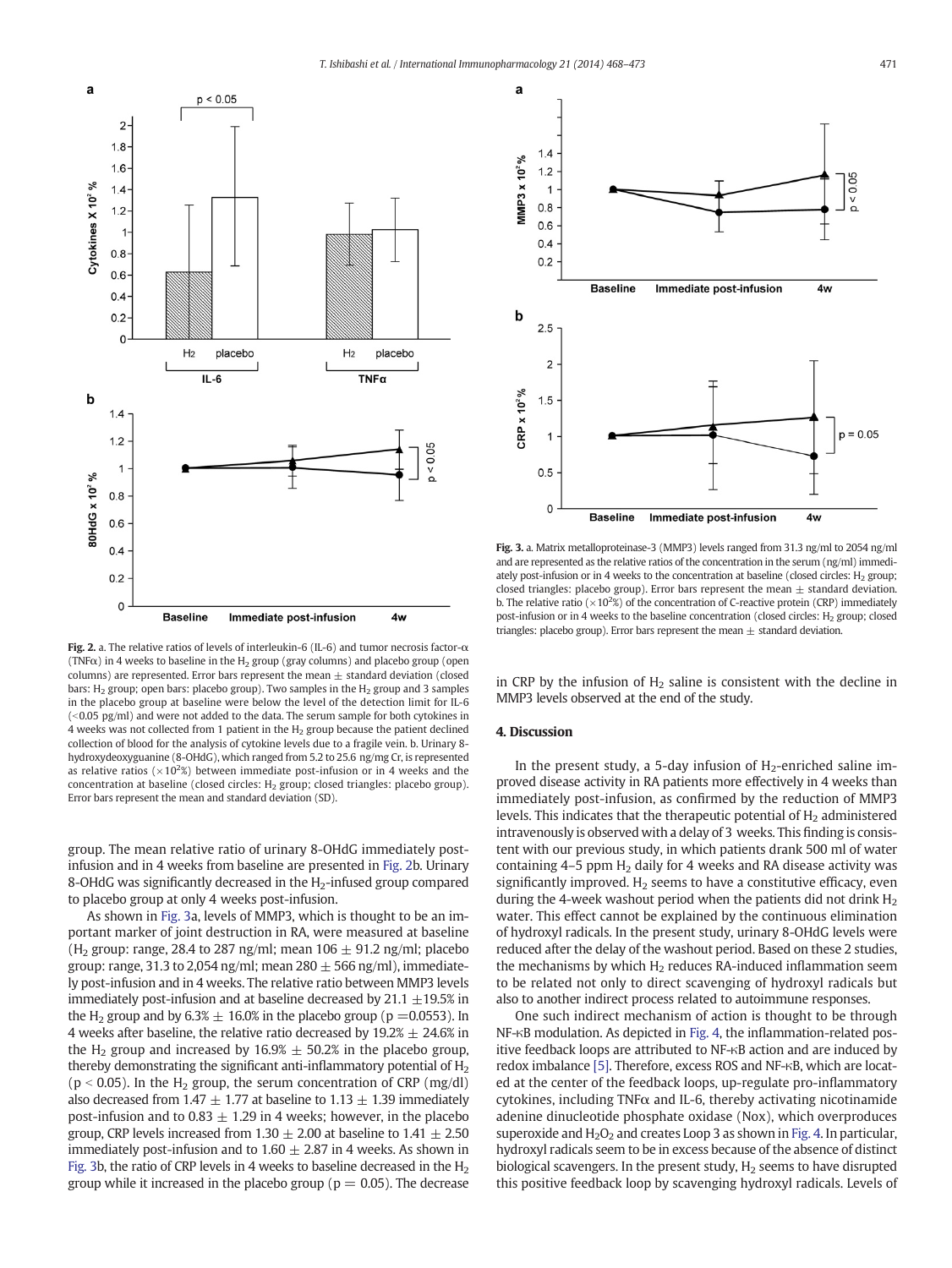Fig. 2. a. The relative ratios of levels of interleukin-6 (IL-6) and tumor necrosis factor-α (TNFα) in 4 weeks to baseline in the $H_2$ group (gray columns) and placebo group (open columns) are represented. Error bars represent the mean ± standard deviation (closed bars: $H_2$ group; open bars: placebo group). Two samples in the $H_2$ group and 3 samples in the placebo group at baseline were below the level of the detection limit for IL-6 (<0.05 pg/ml) and were not added to the data. The serum sample for both cytokines in 4 weeks was not collected from 1 patient in the $H_2$ group because the patient declined collection of blood for the analysis of cytokine levels due to a fragile vein. b. Urinary 8-hydroxydeoxyguanine (8-OHdG), which ranged from 5.2 to 25.6 ng/mg Cr, is represented as relative ratios ($\times 10^2$%) between immediate post-infusion or in 4 weeks and the concentration at baseline (closed circles: $H_2$ group; closed triangles: placebo group). Error bars represent the mean and standard deviation (SD).

Fig. 3. a. Matrix metalloproteinase-3 (MMP3) levels ranged from 31.3 ng/ml to 2054 ng/ml and are represented as the relative ratios of the concentration in the serum (ng/ml) immediately post-infusion or in 4 weeks to the concentration at baseline (closed circles: $H_2$ group; closed triangles: placebo group). Error bars represent the mean ± standard deviation. b. The relative ratio ($\times 10^2$%) of the concentration of C-reactive protein (CRP) immediately post-infusion or in 4 weeks to the baseline concentration (closed circles: $H_2$ group; closed triangles: placebo group). Error bars represent the mean ± standard deviation.

group. The mean relative ratio of urinary 8-OHdG immediately post-infusion and in 4 weeks from baseline are presented in Fig. 2b. Urinary 8-OHdG was significantly decreased in the $H_2$-infused group compared to placebo group at only 4 weeks post-infusion.

As shown in Fig. 3a, levels of MMP3, which is thought to be an important marker of joint destruction in RA, were measured at baseline ($H_2$ group: range, 28.4 to 287 ng/ml; mean 106 ± 91.2 ng/ml; placebo group: range, 31.3 to 2,054 ng/ml; mean 280 ± 566 ng/ml), immediately post-infusion and in 4 weeks. The relative ratio between MMP3 levels immediately post-infusion and at baseline decreased by 21.1 ±19.5% in the $H_2$ group and by 6.3% ± 16.0% in the placebo group ($p = 0.0553$). In 4 weeks after baseline, the relative ratio decreased by 19.2% ± 24.6% in the $H_2$ group and increased by 16.9% ± 50.2% in the placebo group, thereby demonstrating the significant anti-inflammatory potential of $H_2$ ($p < 0.05$). In the $H_2$ group, the serum concentration of CRP (mg/dl) also decreased from 1.47 ± 1.77 at baseline to 1.13 ± 1.39 immediately post-infusion and to 0.83 ± 1.29 in 4 weeks; however, in the placebo group, CRP levels increased from 1.30 ± 2.00 at baseline to 1.41 ± 2.50 immediately post-infusion and to 1.60 ± 2.87 in 4 weeks. As shown in Fig. 3b, the ratio of CRP levels in 4 weeks to baseline decreased in the $H_2$ group while it increased in the placebo group ($p = 0.05$). The decrease in CRP by the infusion of $H_2$ saline is consistent with the decline in MMP3 levels observed at the end of the study.

## 4. Discussion

In the present study, a 5-day infusion of $H_2$-enriched saline improved disease activity in RA patients more effectively in 4 weeks than immediately post-infusion, as confirmed by the reduction of MMP3 levels. This indicates that the therapeutic potential of $H_2$ administered intravenously is observed with a delay of 3 weeks. This finding is consistent with our previous study, in which patients drank 500 ml of water containing 4–5 ppm $H_2$ daily for 4 weeks and RA disease activity was significantly improved. $H_2$ seems to have a constitutive efficacy, even during the 4-week washout period when the patients did not drink $H_2$ water. This effect cannot be explained by the continuous elimination of hydroxyl radicals. In the present study, urinary 8-OHdG levels were reduced after the delay of the washout period. Based on these 2 studies, the mechanisms by which $H_2$ reduces RA-induced inflammation seem to be related not only to direct scavenging of hydroxyl radicals but also to another indirect process related to autoimmune responses.

One such indirect mechanism of action is thought to be through NF-κB modulation. As depicted in Fig. 4, the inflammation-related positive feedback loops are attributed to NF-κB action and are induced by redox imbalance [5]. Therefore, excess ROS and NF-κB, which are located at the center of the feedback loops, up-regulate pro-inflammatory cytokines, including TNFα and IL-6, thereby activating nicotinamide adenine dinucleotide phosphate oxidase (Nox), which overproduces superoxide and $H_2O_2$ and creates Loop 3 as shown in Fig. 4. In particular, hydroxyl radicals seem to be in excess because of the absence of distinct biological scavengers. In the present study, $H_2$ seems to have disrupted this positive feedback loop by scavenging hydroxyl radicals. Levels of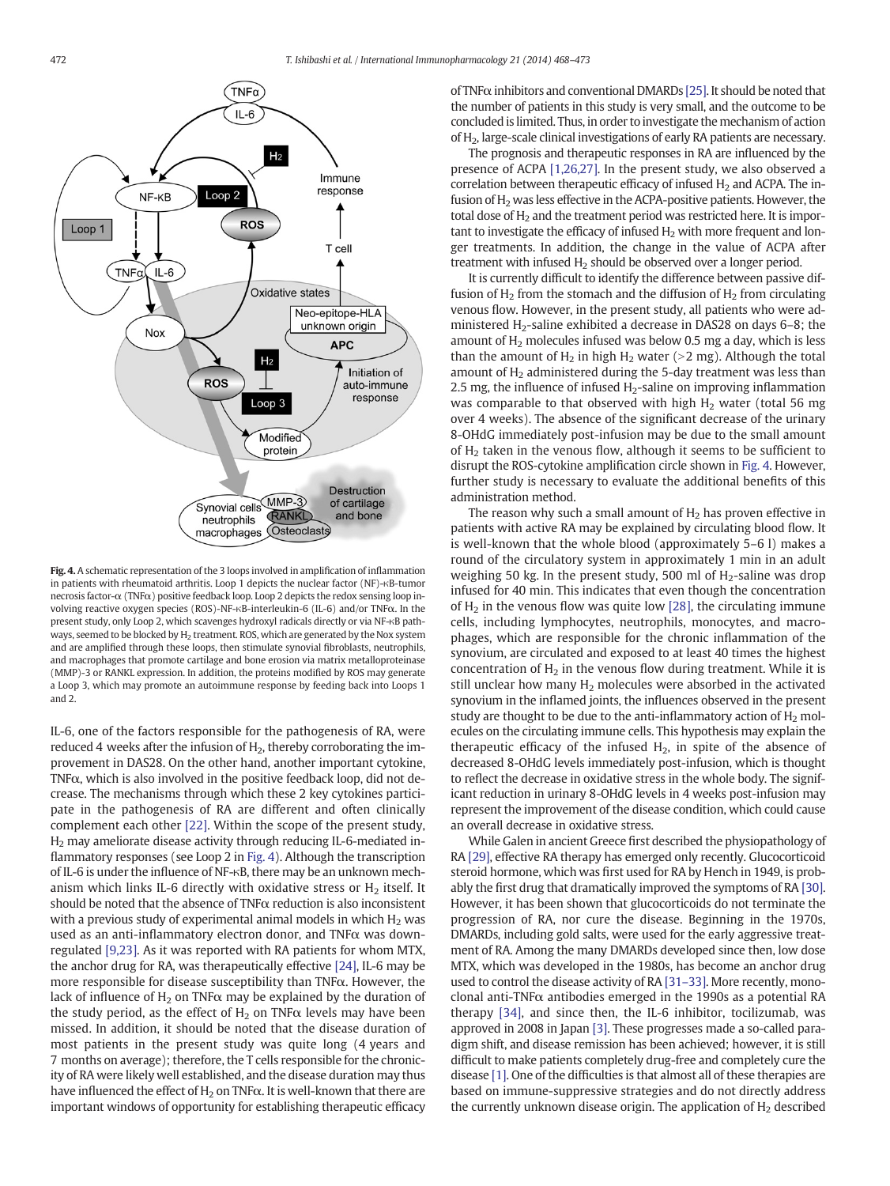Fig. 4. A schematic representation of the 3 loops involved in amplification of inflammation in patients with rheumatoid arthritis. Loop 1 depicts the nuclear factor (NF)-κB-tumor necrosis factor-α (TNFα) positive feedback loop. Loop 2 depicts the redox sensing loop involving reactive oxygen species (ROS)-NF-κB-interleukin-6 (IL-6) and/or TNFα. In the present study, only Loop 2, which scavenges hydroxyl radicals directly or via NF-κB pathways, seemed to be blocked by $H_2$ treatment. ROS, which are generated by the Nox system and are amplified through these loops, then stimulate synovial fibroblasts, neutrophils, and macrophages that promote cartilage and bone erosion via matrix metalloproteinase (MMP)-3 or RANKL expression. In addition, the proteins modified by ROS may generate a Loop 3, which may promote an autoimmune response by feeding back into Loops 1 and 2.

IL-6, one of the factors responsible for the pathogenesis of RA, were reduced 4 weeks after the infusion of $H_2$, thereby corroborating the improvement in DAS28. On the other hand, another important cytokine, TNFα, which is also involved in the positive feedback loop, did not decrease. The mechanisms through which these 2 key cytokines participate in the pathogenesis of RA are different and often clinically complement each other [22]. Within the scope of the present study, $H_2$ may ameliorate disease activity through reducing IL-6-mediated inflammatory responses (see Loop 2 in Fig. 4). Although the transcription of IL-6 is under the influence of NF-κB, there may be an unknown mechanism which links IL-6 directly with oxidative stress or $H_2$ itself. It should be noted that the absence of TNFα reduction is also inconsistent with a previous study of experimental animal models in which $H_2$ was used as an anti-inflammatory electron donor, and TNFα was downregulated [9,23]. As it was reported with RA patients for whom MTX, the anchor drug for RA, was therapeutically effective [24], IL-6 may be more responsible for disease susceptibility than TNFα. However, the lack of influence of $H_2$ on TNFα may be explained by the duration of the study period, as the effect of $H_2$ on TNFα levels may have been missed. In addition, it should be noted that the disease duration of most patients in the present study was quite long (4 years and 7 months on average); therefore, the T cells responsible for the chronicity of RA were likely well established, and the disease duration may thus have influenced the effect of $H_2$ on TNFα. It is well-known that there are important windows of opportunity for establishing therapeutic efficacy of TNFα inhibitors and conventional DMARDs [25]. It should be noted that the number of patients in this study is very small, and the outcome to be concluded is limited. Thus, in order to investigate the mechanism of action of $H_2$, large-scale clinical investigations of early RA patients are necessary.

The prognosis and therapeutic responses in RA are influenced by the presence of ACPA [1,26,27]. In the present study, we also observed a correlation between therapeutic efficacy of infused $H_2$ and ACPA. The infusion of $H_2$ was less effective in the ACPA-positive patients. However, the total dose of $H_2$ and the treatment period was restricted here. It is important to investigate the efficacy of infused $H_2$ with more frequent and longer treatments. In addition, the change in the value of ACPA after treatment with infused $H_2$ should be observed over a longer period.

It is currently difficult to identify the difference between passive diffusion of $H_2$ from the stomach and the diffusion of $H_2$ from circulating venous flow. However, in the present study, all patients who were administered $H_2$-saline exhibited a decrease in DAS28 on days 6–8; the amount of $H_2$ molecules infused was below 0.5 mg a day, which is less than the amount of $H_2$ in high $H_2$ water (>2 mg). Although the total amount of $H_2$ administered during the 5-day treatment was less than 2.5 mg, the influence of infused $H_2$-saline on improving inflammation was comparable to that observed with high $H_2$ water (total 56 mg over 4 weeks). The absence of the significant decrease of the urinary 8-OHdG immediately post-infusion may be due to the small amount of $H_2$ taken in the venous flow, although it seems to be sufficient to disrupt the ROS-cytokine amplification circle shown in Fig. 4. However, further study is necessary to evaluate the additional benefits of this administration method.

The reason why such a small amount of $H_2$ has proven effective in patients with active RA may be explained by circulating blood flow. It is well-known that the whole blood (approximately 5–6 l) makes a round of the circulatory system in approximately 1 min in an adult weighing 50 kg. In the present study, 500 ml of $H_2$-saline was drop infused for 40 min. This indicates that even though the concentration of $H_2$ in the venous flow was quite low [28], the circulating immune cells, including lymphocytes, neutrophils, monocytes, and macrophages, which are responsible for the chronic inflammation of the synovium, are circulated and exposed to at least 40 times the highest concentration of $H_2$ in the venous flow during treatment. While it is still unclear how many $H_2$ molecules were absorbed in the activated synovium in the inflamed joints, the influences observed in the present study are thought to be due to the anti-inflammatory action of $H_2$ molecules on the circulating immune cells. This hypothesis may explain the therapeutic efficacy of the infused $H_2$, in spite of the absence of decreased 8-OHdG levels immediately post-infusion, which is thought to reflect the decrease in oxidative stress in the whole body. The significant reduction in urinary 8-OHdG levels in 4 weeks post-infusion may represent the improvement of the disease condition, which could cause an overall decrease in oxidative stress.

While Galen in ancient Greece first described the physiopathology of RA [29], effective RA therapy has emerged only recently. Glucocorticoid steroid hormone, which was first used for RA by Hench in 1949, is probably the first drug that dramatically improved the symptoms of RA [30]. However, it has been shown that glucocorticoids do not terminate the progression of RA, nor cure the disease. Beginning in the 1970s, DMARDs, including gold salts, were used for the early aggressive treatment of RA. Among the many DMARDs developed since then, low dose MTX, which was developed in the 1980s, has become an anchor drug used to control the disease activity of RA [31–33]. More recently, monoclonal anti-TNFα antibodies emerged in the 1990s as a potential RA therapy [34], and since then, the IL-6 inhibitor, tocilizumab, was approved in 2008 in Japan [3]. These progresses made a so-called paradigm shift, and disease remission has been achieved; however, it is still difficult to make patients completely drug-free and completely cure the disease [1]. One of the difficulties is that almost all of these therapies are based on immune-suppressive strategies and do not directly address the currently unknown disease origin. The application of $H_2$ described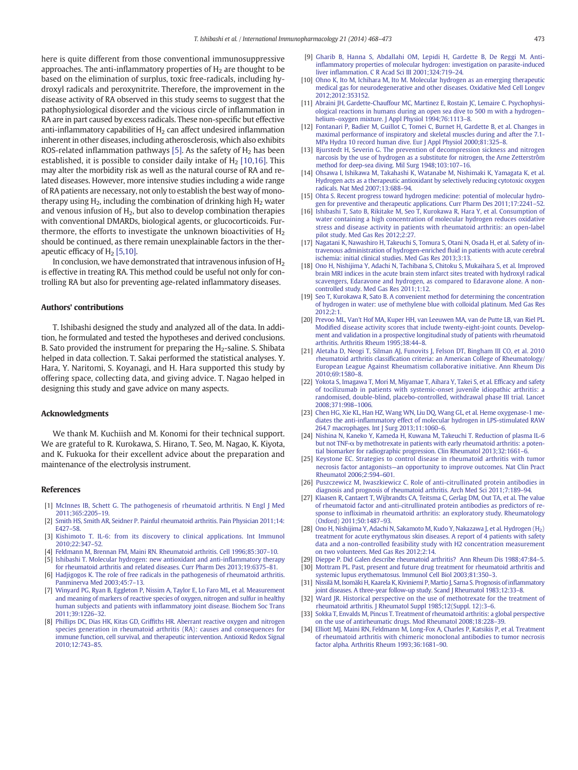here is quite different from those conventional immunosuppressive approaches. The anti-inflammatory properties of $H_2$ are thought to be based on the elimination of surplus, toxic free-radicals, including hydroxyl radicals and peroxynitrite. Therefore, the improvement in the disease activity of RA observed in this study seems to suggest that the pathophysiological disorder and the vicious circle of inflammation in RA are in part caused by excess radicals. These non-specific but effective anti-inflammatory capabilities of $H_2$ can affect undesired inflammation inherent in other diseases, including atherosclerosis, which also exhibits ROS-related inflammation pathways [5]. As the safety of $H_2$ has been established, it is possible to consider daily intake of $H_2$ [10,16]. This may alter the morbidity risk as well as the natural course of RA and related diseases. However, more intensive studies including a wide range of RA patients are necessary, not only to establish the best way of monotherapy using $H_2$, including the combination of drinking high $H_2$ water and venous infusion of $H_2$, but also to develop combination therapies with conventional DMARDs, biological agents, or glucocorticoids. Furthermore, the efforts to investigate the unknown bioactivities of $H_2$ should be continued, as there remain unexplainable factors in the therapeutic efficacy of $H_2$ [5,10].

In conclusion, we have demonstrated that intravenous infusion of $H_2$ is effective in treating RA. This method could be useful not only for controlling RA but also for preventing age-related inflammatory diseases.

## Authors' contributions

T. Ishibashi designed the study and analyzed all of the data. In addition, he formulated and tested the hypotheses and derived conclusions. B. Sato provided the instrument for preparing the $H_2$-saline. S. Shibata helped in data collection. T. Sakai performed the statistical analyses. Y. Hara, Y. Naritomi, S. Koyanagi, and H. Hara supported this study by offering space, collecting data, and giving advice. T. Nagao helped in designing this study and gave advice on many aspects.

## Acknowledgments

We thank M. Kuchiish and M. Konomi for their technical support. We are grateful to R. Kurokawa, S. Hirano, T. Seo, M. Nagao, K. Kiyota, and K. Fukuoka for their excellent advice about the preparation and maintenance of the electrolysis instrument.

## References

[1] McInnes IB, Schett G. The pathogenesis of rheumatoid arthritis. N Engl J Med 2011;365:2205–19.

[2] Smith HS, Smith AR, Seidner P. Painful rheumatoid arthritis. Pain Physician 2011;14:E427–58.

[3] Kishimoto T. IL-6: from its discovery to clinical applications. Int Immunol 2010;22:347–52.

[4] Feldmann M, Brennan FM, Maini RN. Rheumatoid arthritis. Cell 1996;85:307–10.

[5] Ishibashi T. Molecular hydrogen: new antioxidant and anti-inflammatory therapy for rheumatoid arthritis and related diseases. Curr Pharm Des 2013;19:6375–81.

[6] Hadjigogos K. The role of free radicals in the pathogenesis of rheumatoid arthritis. Panminerva Med 2003;45:7–13.

[7] Winyard PG, Ryan B, Eggleton P, Nissim A, Taylor E, Lo Faro ML, et al. Measurement and meaning of markers of reactive species of oxygen, nitrogen and sulfur in healthy human subjects and patients with inflammatory joint disease. Biochem Soc Trans 2011;39:1226–32.

[8] Phillips DC, Dias HK, Kitas GD, Griffiths HR. Aberrant reactive oxygen and nitrogen species generation in rheumatoid arthritis (RA): causes and consequences for immune function, cell survival, and therapeutic intervention. Antioxid Redox Signal 2010;12:743–85.

[9] Gharib B, Hanna S, Abdallahi OM, Lepidi H, Gardette B, De Reggi M. Anti-inflammatory properties of molecular hydrogen: investigation on parasite-induced liver inflammation. C R Acad Sci III 2001;324:719–24.

[10] Ohno K, Ito M, Ichihara M, Ito M. Molecular hydrogen as an emerging therapeutic medical gas for neurodegenerative and other diseases. Oxidative Med Cell Longev 2012;2012:353152.

[11] Abraini JH, Gardette-Chauffour MC, Martinez E, Rostain JC, Lemaire C. Psychophysiological reactions in humans during an open sea dive to 500 m with a hydrogen–helium–oxygen mixture. J Appl Physiol 1994;76:1113–8.

[12] Fontanari P, Badier M, Guillot C, Tomei C, Burnet H, Gardette B, et al. Changes in maximal performance of inspiratory and skeletal muscles during and after the 7.1-MPa Hydra 10 record human dive. Eur J Appl Physiol 2000;81:325–8.

[13] Bjurstedt H, Severin G. The prevention of decompression sickness and nitrogen narcosis by the use of hydrogen as a substitute for nitrogen, the Arne Zetterströn method for deep-sea diving. Mil Surg 1948;103:107–16.

[14] Ohsawa I, Ishikawa M, Takahashi K, Watanabe M, Nishimaki K, Yamagata K, et al. Hydrogen acts as a therapeutic antioxidant by selectively reducing cytotoxic oxygen radicals. Nat Med 2007;13:688–94.

[15] Ohta S. Recent progress toward hydrogen medicine: potential of molecular hydrogen for preventive and therapeutic applications. Curr Pharm Des 2011;17:2241–52.

[16] Ishibashi T, Sato B, Rikitake M, Seo T, Kurokawa R, Hara Y, et al. Consumption of water containing a high concentration of molecular hydrogen reduces oxidative stress and disease activity in patients with rheumatoid arthritis: an open-label pilot study. Med Gas Res 2012;2:27.

[17] Nagatani K, Nawashiro H, Takeuchi S, Tomura S, Otani N, Osada H, et al. Safety of intravenous administration of hydrogen-enriched fluid in patients with acute cerebral ischemia: initial clinical studies. Med Gas Res 2013;3:13.

[18] Ono H, Nishijima Y, Adachi N, Tachibana S, Chitoku S, Mukaihara S, et al. Improved brain MRI indices in the acute brain stem infarct sites treated with hydroxyl radical scavengers, Edaravone and hydrogen, as compared to Edaravone alone. A non-controlled study. Med Gas Res 2011;1:12.

[19] Seo T, Kurokawa R, Sato B. A convenient method for determining the concentration of hydrogen in water: use of methylene blue with colloidal platinum. Med Gas Res 2012;2:1.

[20] Prevoo ML, Van't Hof MA, Kuper HH, van Leeuwen MA, van de Putte LB, van Riel PL. Modified disease activity scores that include twenty-eight-joint counts. Development and validation in a prospective longitudinal study of patients with rheumatoid arthritis. Arthritis Rheum 1995;38:44–8.

[21] Aletaha D, Neogi T, Silman AJ, Funovits J, Felson DT, Bingham III CO, et al. 2010 rheumatoid arthritis classification criteria: an American College of Rheumatology/European League Against Rheumatism collaborative initiative. Ann Rheum Dis 2010;69:1580–8.

[22] Yokota S, Imagawa T, Mori M, Miyamae T, Aihara Y, Takei S, et al. Efficacy and safety of tocilizumab in patients with systemic-onset juvenile idiopathic arthritis: a randomised, double-blind, placebo-controlled, withdrawal phase III trial. Lancet 2008;371:998–1006.

[23] Chen HG, Xie KL, Han HZ, Wang WN, Liu DQ, Wang GL, et al. Heme oxygenase-1 mediates the anti-inflammatory effect of molecular hydrogen in LPS-stimulated RAW 264.7 macrophages. Int J Surg 2013;11:1060–6.

[24] Nishina N, Kaneko Y, Kameda H, Kuwana M, Takeuchi T. Reduction of plasma IL-6 but not TNF-α by methotrexate in patients with early rheumatoid arthritis: a potential biomarker for radiographic progression. Clin Rheumatol 2013;32:1661–6.

[25] Keystone EC. Strategies to control disease in rheumatoid arthritis with tumor necrosis factor antagonists—an opportunity to improve outcomes. Nat Clin Pract Rheumatol 2006;2:594–601.

[26] Puszczewicz M, Iwaszkiewicz C. Role of anti-citrullinated protein antibodies in diagnosis and prognosis of rheumatoid arthritis. Arch Med Sci 2011;7:189–94.

[27] Klaasen R, Cantaert T, Wijbrandts CA, Teitsma C, Gerlag DM, Out TA, et al. The value of rheumatoid factor and anti-citrullinated protein antibodies as predictors of response to infliximab in rheumatoid arthritis: an exploratory study. Rheumatology (Oxford) 2011;50:1487–93.

[28] Ono H, Nishijima Y, Adachi N, Sakamoto M, Kudo Y, Nakazawa J, et al. Hydrogen ($H_2$) treatment for acute erythymatous skin diseases. A report of 4 patients with safety data and a non-controlled feasibility study with H2 concentration measurement on two volunteers. Med Gas Res 2012;2:14.

[29] Dieppe P. Did Galen describe rheumatoid arthritis? Ann Rheum Dis 1988;47:84–5.

[30] Mottram PL. Past, present and future drug treatment for rheumatoid arthritis and systemic lupus erythematosus. Immunol Cell Biol 2003;81:350–3.

[31] Nissilä M, Isomäki H, Kaarela K, Kiviniemi P, Martio J, Sarna S. Prognosis of inflammatory joint diseases. A three-year follow-up study. Scand J Rheumatol 1983;12:33–8.

[32] Ward JR. Historical perspective on the use of methotrexate for the treatment of rheumatoid arthritis. J Rheumatol Suppl 1985;12(Suppl. 12):3–6.

[33] Sokka T, Envalds M, Pincus T. Treatment of rheumatoid arthritis: a global perspective on the use of antirheumatic drugs. Mod Rheumatol 2008;18:228–39.

[34] Elliott MJ, Maini RN, Feldmann M, Long-Fox A, Charles P, Katsikis P, et al. Treatment of rheumatoid arthritis with chimeric monoclonal antibodies to tumor necrosis factor alpha. Arthritis Rheum 1993;36:1681–90.